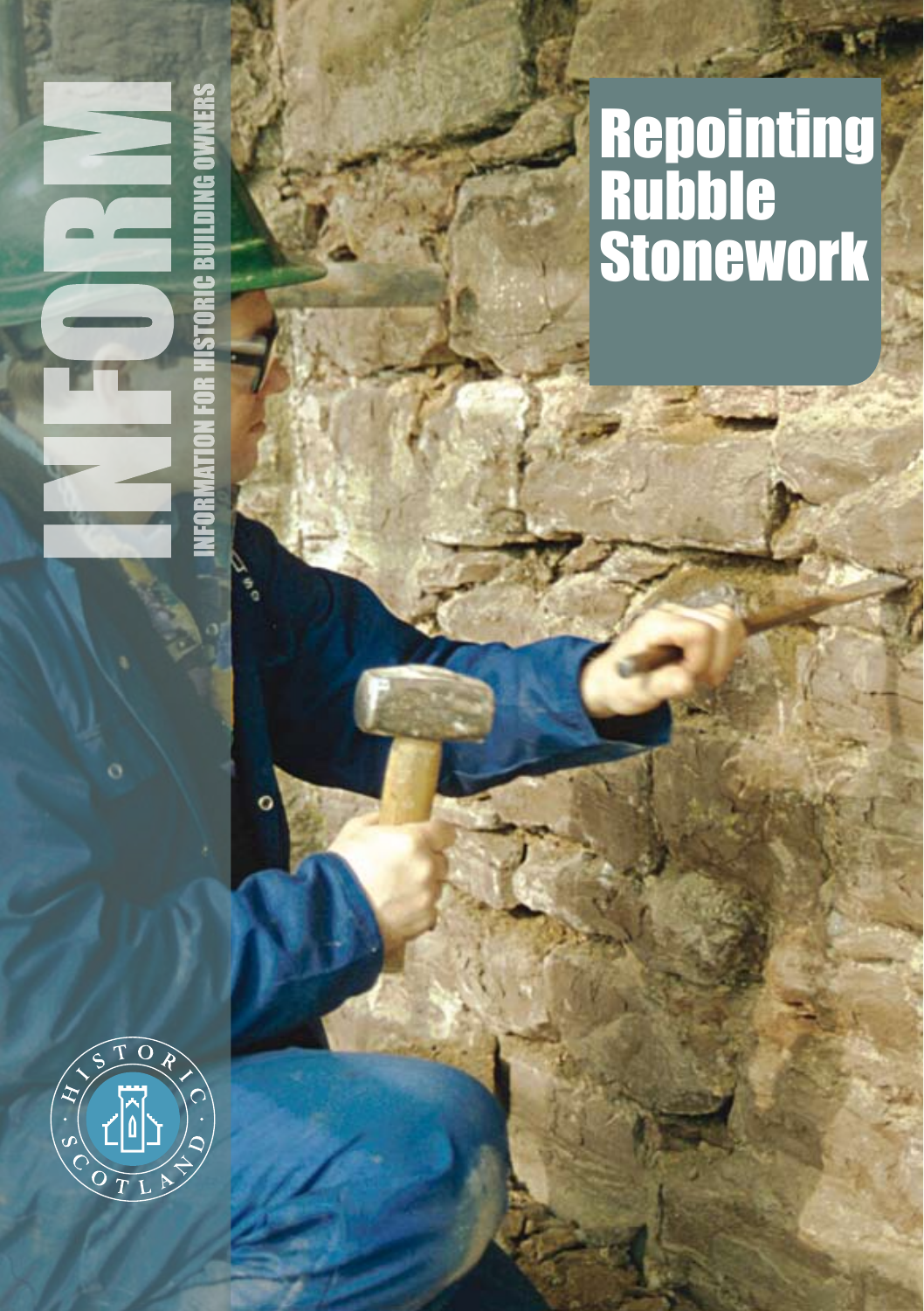# INFORM

INFORMATION FOR HISTORIC BUILDING OWNERS

# Repointing Rubble Stonework

HISTORIC SCOTLAND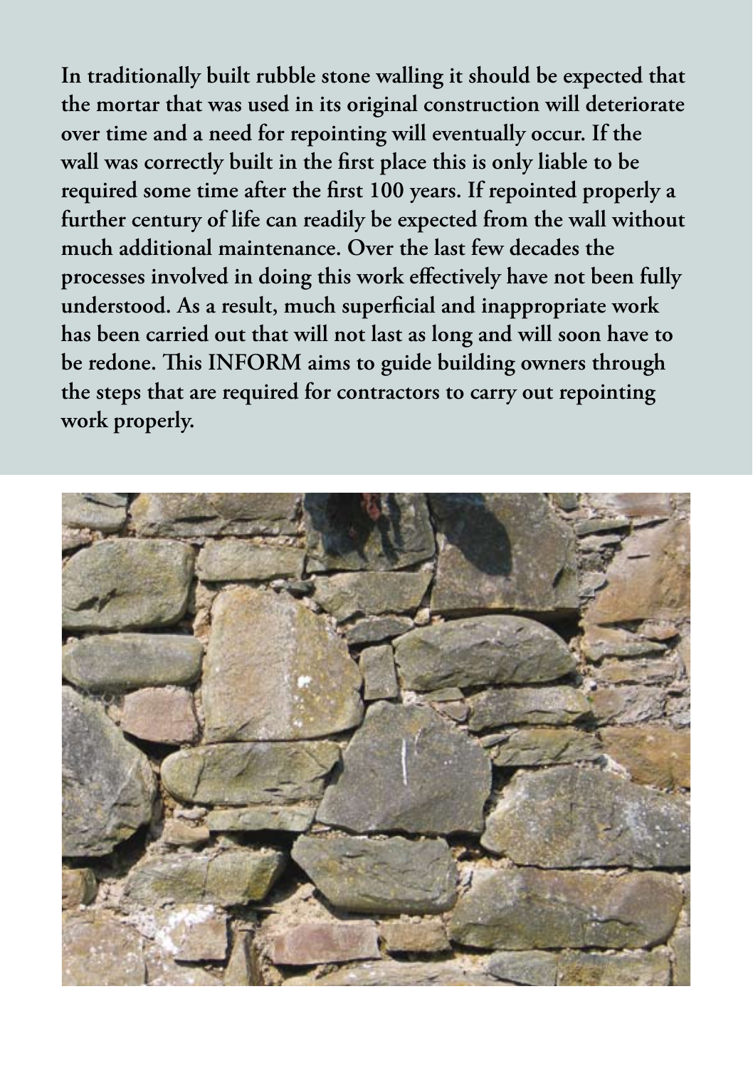**In traditionally built rubble stone walling it should be expected that the mortar that was used in its original construction will deteriorate over time and a need for repointing will eventually occur. If the wall was correctly built in the first place this is only liable to be required some time after the first 100 years. If repointed properly a further century of life can readily be expected from the wall without much additional maintenance. Over the last few decades the processes involved in doing this work effectively have not been fully understood. As a result, much superficial and inappropriate work has been carried out that will not last as long and will soon have to be redone. This INFORM aims to guide building owners through the steps that are required for contractors to carry out repointing work properly.**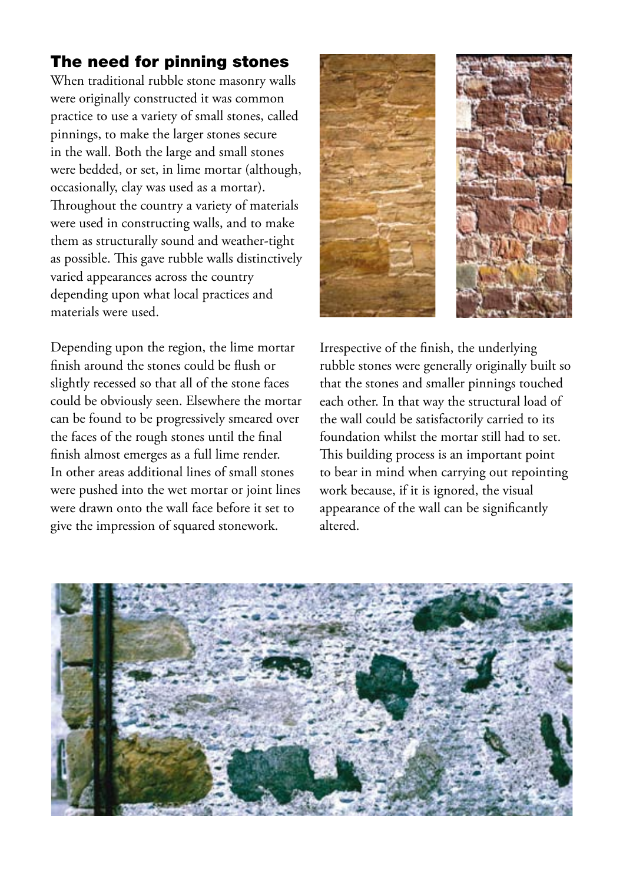## The need for pinning stones

When traditional rubble stone masonry walls were originally constructed it was common practice to use a variety of small stones, called pinnings, to make the larger stones secure in the wall. Both the large and small stones were bedded, or set, in lime mortar (although, occasionally, clay was used as a mortar). Throughout the country a variety of materials were used in constructing walls, and to make them as structurally sound and weather-tight as possible. This gave rubble walls distinctively varied appearances across the country depending upon what local practices and materials were used.

Depending upon the region, the lime mortar finish around the stones could be flush or slightly recessed so that all of the stone faces could be obviously seen. Elsewhere the mortar can be found to be progressively smeared over the faces of the rough stones until the final finish almost emerges as a full lime render. In other areas additional lines of small stones were pushed into the wet mortar or joint lines were drawn onto the wall face before it set to give the impression of squared stonework.

Irrespective of the finish, the underlying rubble stones were generally originally built so that the stones and smaller pinnings touched each other. In that way the structural load of the wall could be satisfactorily carried to its foundation whilst the mortar still had to set. This building process is an important point to bear in mind when carrying out repointing work because, if it is ignored, the visual appearance of the wall can be significantly altered.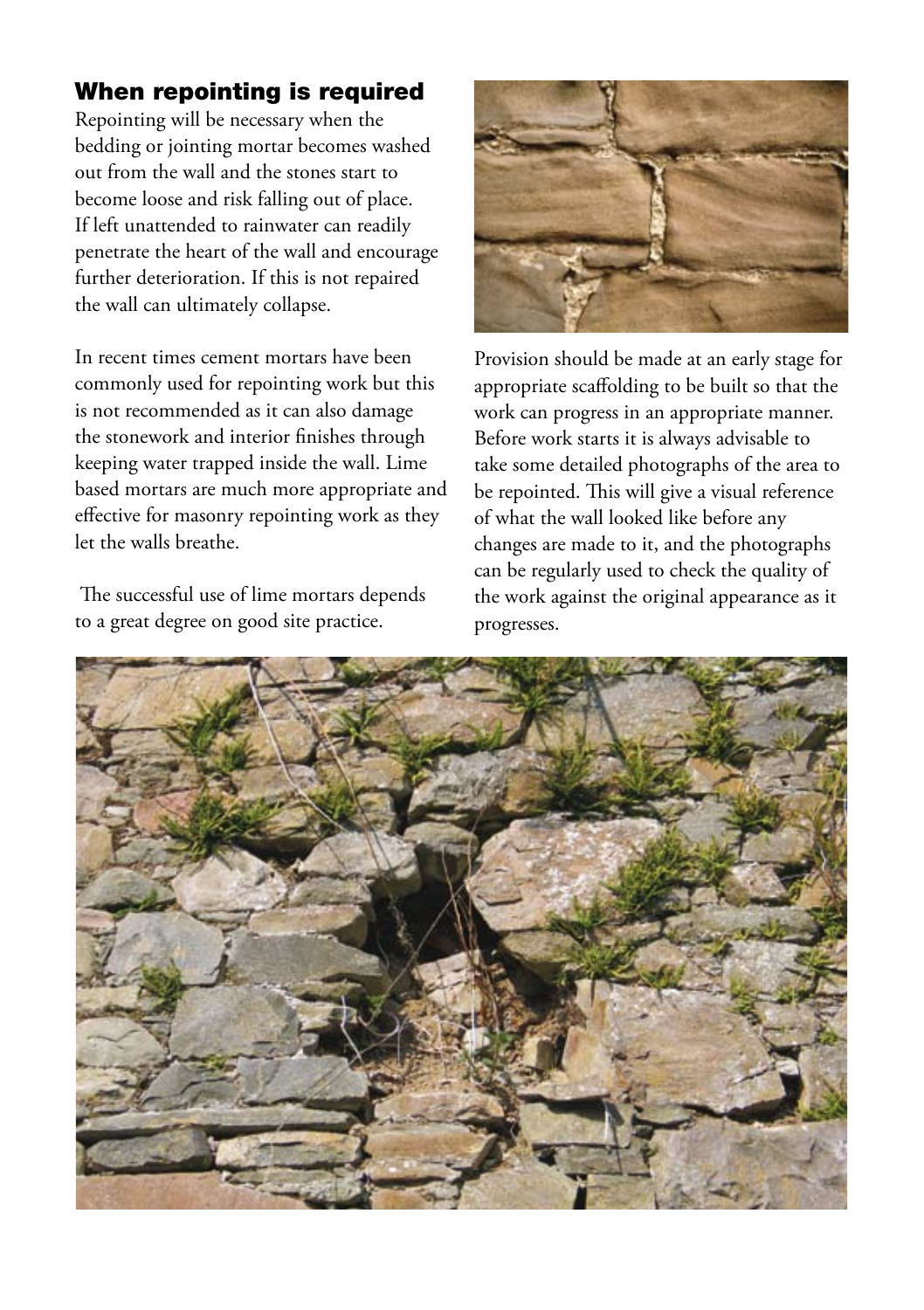## When repointing is required

Repointing will be necessary when the bedding or jointing mortar becomes washed out from the wall and the stones start to become loose and risk falling out of place. If left unattended to rainwater can readily penetrate the heart of the wall and encourage further deterioration. If this is not repaired the wall can ultimately collapse.

In recent times cement mortars have been commonly used for repointing work but this is not recommended as it can also damage the stonework and interior finishes through keeping water trapped inside the wall. Lime based mortars are much more appropriate and effective for masonry repointing work as they let the walls breathe.

The successful use of lime mortars depends to a great degree on good site practice.

Provision should be made at an early stage for appropriate scaffolding to be built so that the work can progress in an appropriate manner. Before work starts it is always advisable to take some detailed photographs of the area to be repointed. This will give a visual reference of what the wall looked like before any changes are made to it, and the photographs can be regularly used to check the quality of the work against the original appearance as it progresses.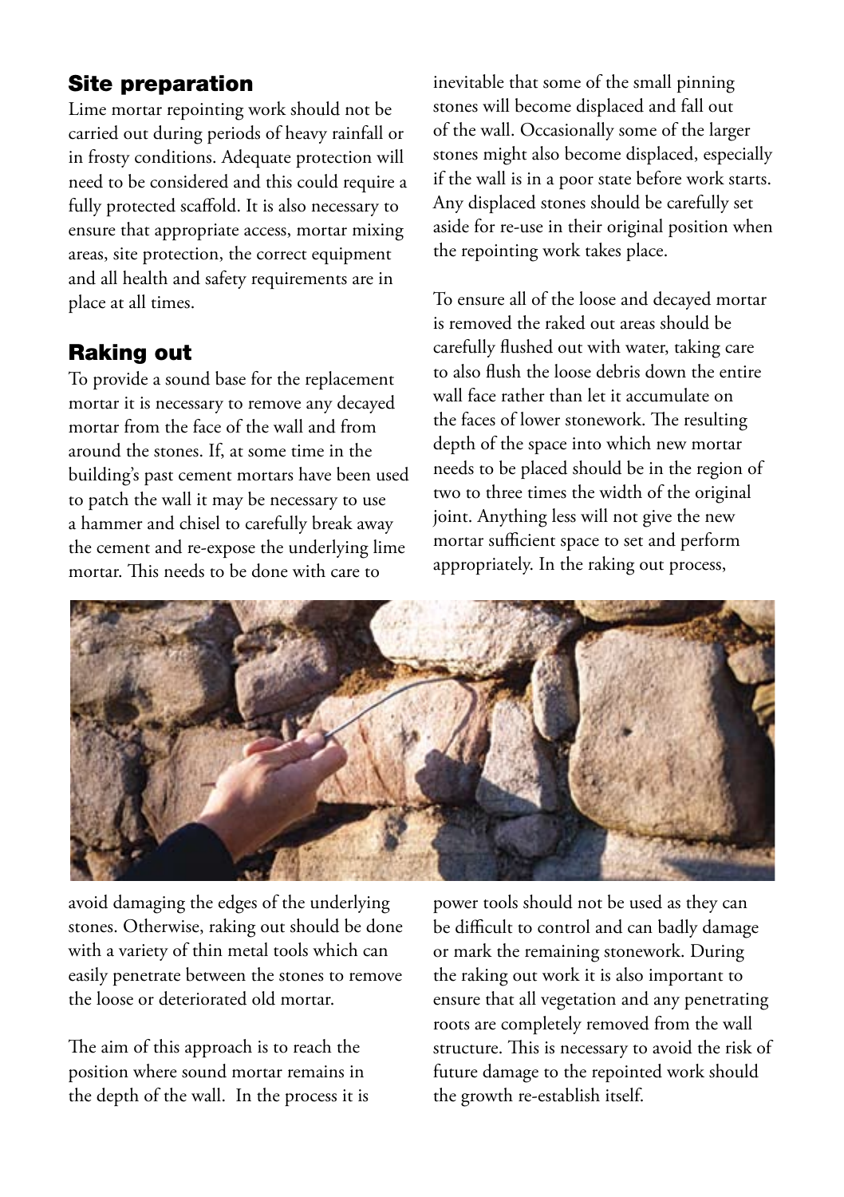## Site preparation

Lime mortar repointing work should not be carried out during periods of heavy rainfall or in frosty conditions. Adequate protection will need to be considered and this could require a fully protected scaffold. It is also necessary to ensure that appropriate access, mortar mixing areas, site protection, the correct equipment and all health and safety requirements are in place at all times.

## Raking out

To provide a sound base for the replacement mortar it is necessary to remove any decayed mortar from the face of the wall and from around the stones. If, at some time in the building's past cement mortars have been used to patch the wall it may be necessary to use a hammer and chisel to carefully break away the cement and re-expose the underlying lime mortar. This needs to be done with care to avoid damaging the edges of the underlying stones. Otherwise, raking out should be done with a variety of thin metal tools which can easily penetrate between the stones to remove the loose or deteriorated old mortar.

The aim of this approach is to reach the position where sound mortar remains in the depth of the wall. In the process it is inevitable that some of the small pinning stones will become displaced and fall out of the wall. Occasionally some of the larger stones might also become displaced, especially if the wall is in a poor state before work starts. Any displaced stones should be carefully set aside for re-use in their original position when the repointing work takes place.

To ensure all of the loose and decayed mortar is removed the raked out areas should be carefully flushed out with water, taking care to also flush the loose debris down the entire wall face rather than let it accumulate on the faces of lower stonework. The resulting depth of the space into which new mortar needs to be placed should be in the region of two to three times the width of the original joint. Anything less will not give the new mortar sufficient space to set and perform appropriately. In the raking out process, power tools should not be used as they can be difficult to control and can badly damage or mark the remaining stonework. During the raking out work it is also important to ensure that all vegetation and any penetrating roots are completely removed from the wall structure. This is necessary to avoid the risk of future damage to the repointed work should the growth re-establish itself.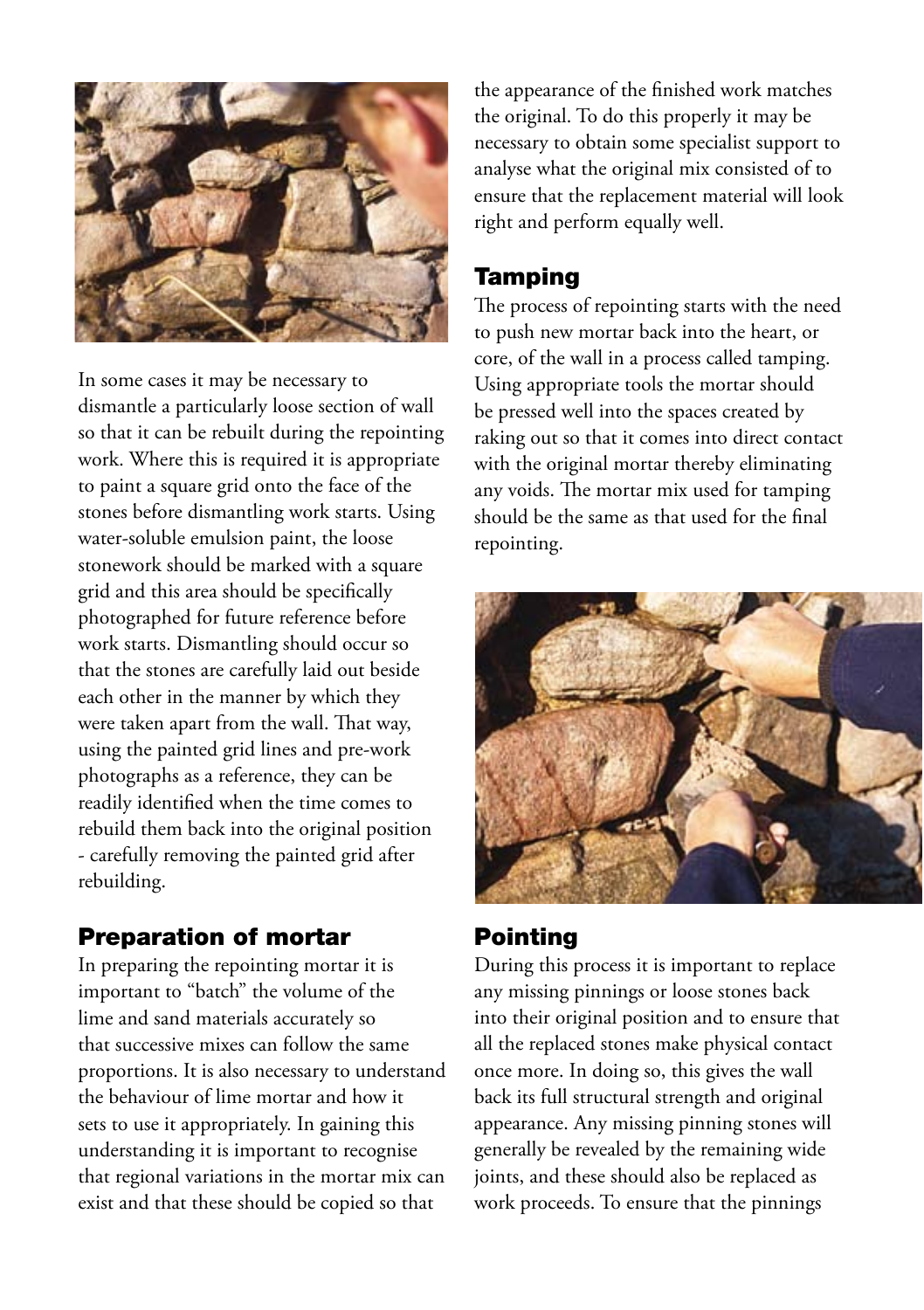In some cases it may be necessary to dismantle a particularly loose section of wall so that it can be rebuilt during the repointing work. Where this is required it is appropriate to paint a square grid onto the face of the stones before dismantling work starts. Using water-soluble emulsion paint, the loose stonework should be marked with a square grid and this area should be specifically photographed for future reference before work starts. Dismantling should occur so that the stones are carefully laid out beside each other in the manner by which they were taken apart from the wall. That way, using the painted grid lines and pre-work photographs as a reference, they can be readily identified when the time comes to rebuild them back into the original position - carefully removing the painted grid after rebuilding.

## Preparation of mortar

In preparing the repointing mortar it is important to "batch" the volume of the lime and sand materials accurately so that successive mixes can follow the same proportions. It is also necessary to understand the behaviour of lime mortar and how it sets to use it appropriately. In gaining this understanding it is important to recognise that regional variations in the mortar mix can exist and that these should be copied so that the appearance of the finished work matches the original. To do this properly it may be necessary to obtain some specialist support to analyse what the original mix consisted of to ensure that the replacement material will look right and perform equally well.

## Tamping

The process of repointing starts with the need to push new mortar back into the heart, or core, of the wall in a process called tamping. Using appropriate tools the mortar should be pressed well into the spaces created by raking out so that it comes into direct contact with the original mortar thereby eliminating any voids. The mortar mix used for tamping should be the same as that used for the final repointing.

## Pointing

During this process it is important to replace any missing pinnings or loose stones back into their original position and to ensure that all the replaced stones make physical contact once more. In doing so, this gives the wall back its full structural strength and original appearance. Any missing pinning stones will generally be revealed by the remaining wide joints, and these should also be replaced as work proceeds. To ensure that the pinnings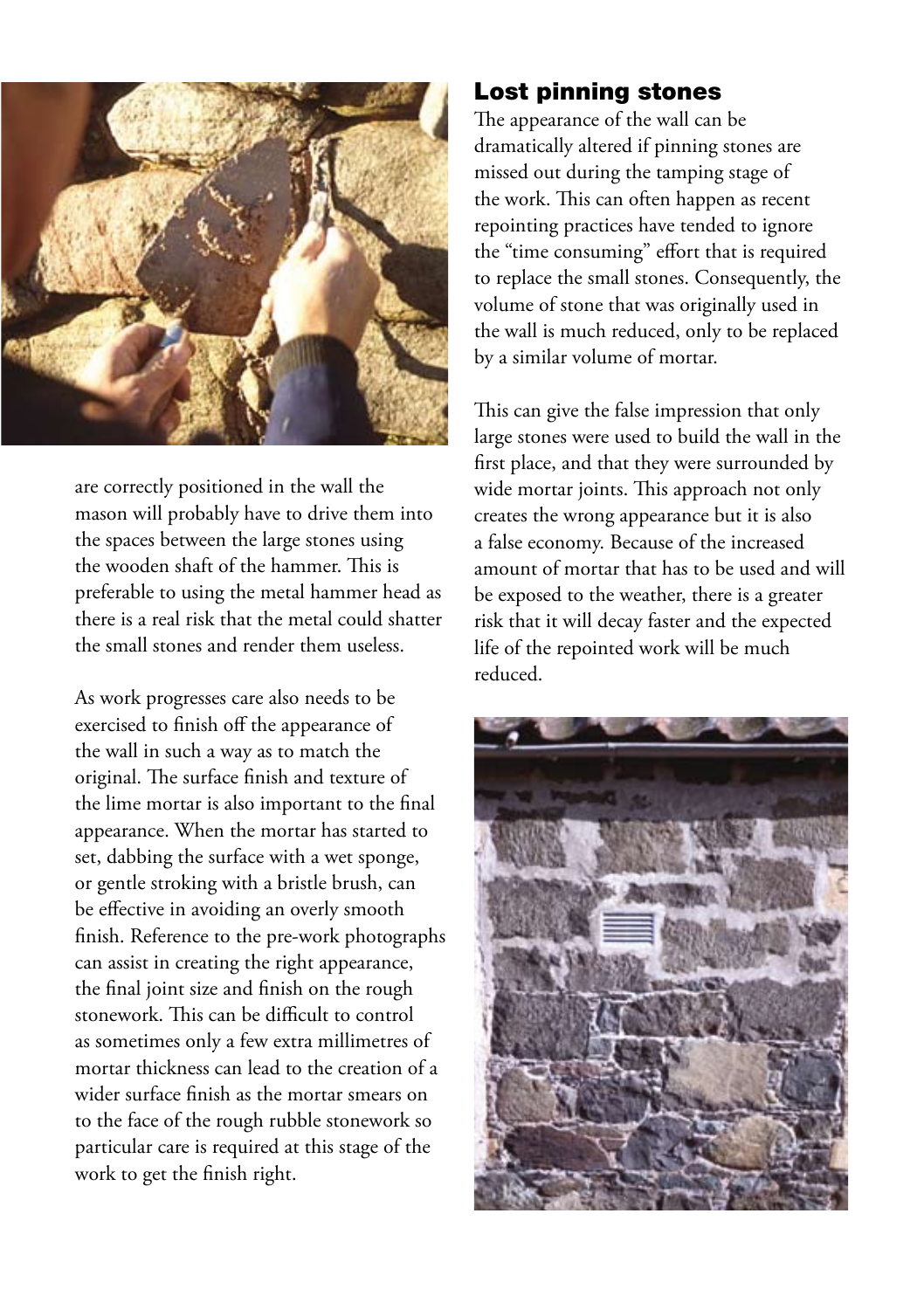are correctly positioned in the wall the mason will probably have to drive them into the spaces between the large stones using the wooden shaft of the hammer. This is preferable to using the metal hammer head as there is a real risk that the metal could shatter the small stones and render them useless.

As work progresses care also needs to be exercised to finish off the appearance of the wall in such a way as to match the original. The surface finish and texture of the lime mortar is also important to the final appearance. When the mortar has started to set, dabbing the surface with a wet sponge, or gentle stroking with a bristle brush, can be effective in avoiding an overly smooth finish. Reference to the pre-work photographs can assist in creating the right appearance, the final joint size and finish on the rough stonework. This can be difficult to control as sometimes only a few extra millimetres of mortar thickness can lead to the creation of a wider surface finish as the mortar smears on to the face of the rough rubble stonework so particular care is required at this stage of the work to get the finish right.

## Lost pinning stones

The appearance of the wall can be dramatically altered if pinning stones are missed out during the tamping stage of the work. This can often happen as recent repointing practices have tended to ignore the "time consuming" effort that is required to replace the small stones. Consequently, the volume of stone that was originally used in the wall is much reduced, only to be replaced by a similar volume of mortar.

This can give the false impression that only large stones were used to build the wall in the first place, and that they were surrounded by wide mortar joints. This approach not only creates the wrong appearance but it is also a false economy. Because of the increased amount of mortar that has to be used and will be exposed to the weather, there is a greater risk that it will decay faster and the expected life of the repointed work will be much reduced.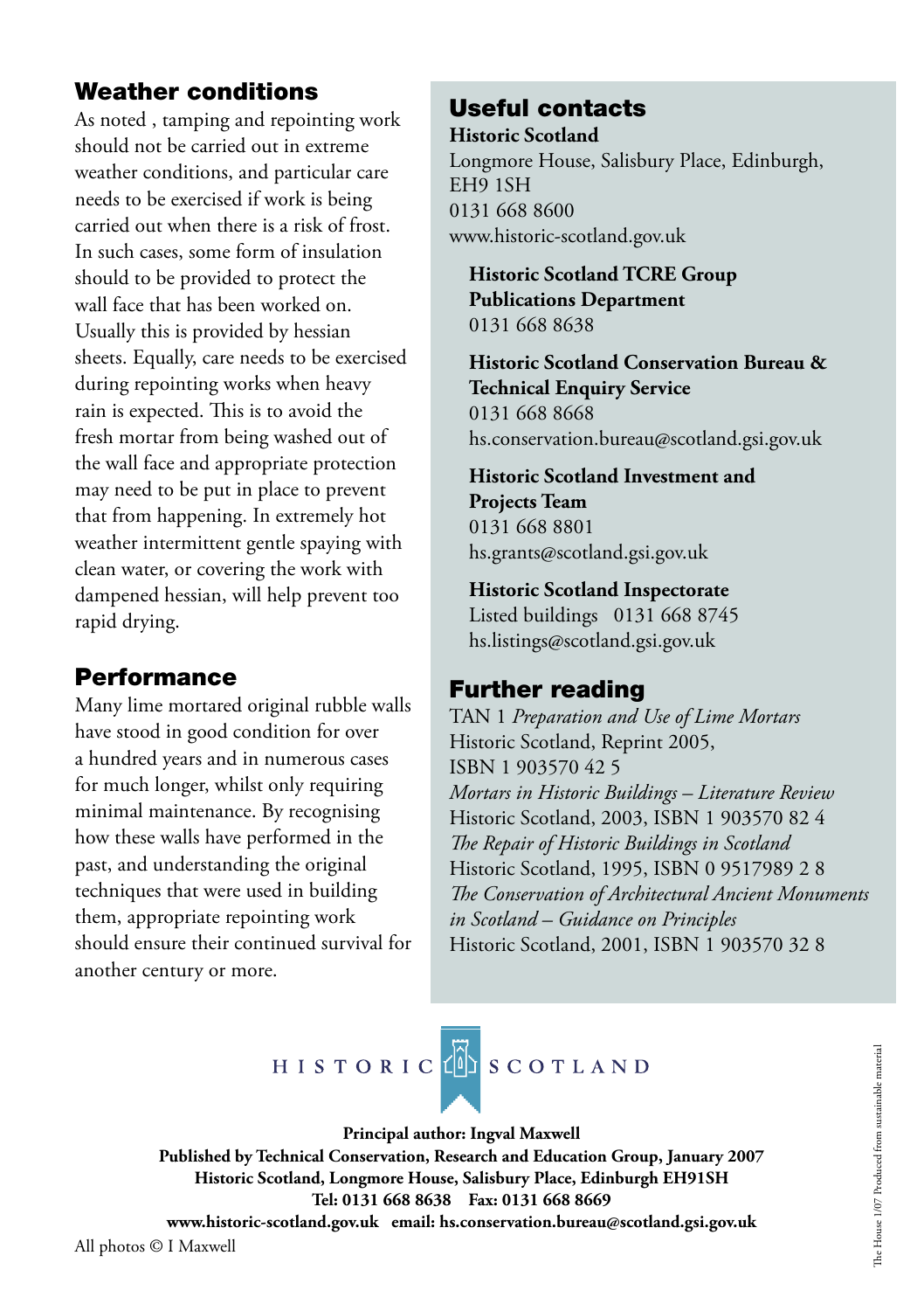## Weather conditions

As noted , tamping and repointing work should not be carried out in extreme weather conditions, and particular care needs to be exercised if work is being carried out when there is a risk of frost. In such cases, some form of insulation should to be provided to protect the wall face that has been worked on. Usually this is provided by hessian sheets. Equally, care needs to be exercised during repointing works when heavy rain is expected. This is to avoid the fresh mortar from being washed out of the wall face and appropriate protection may need to be put in place to prevent that from happening. In extremely hot weather intermittent gentle spaying with clean water, or covering the work with dampened hessian, will help prevent too rapid drying.

## Performance

Many lime mortared original rubble walls have stood in good condition for over a hundred years and in numerous cases for much longer, whilst only requiring minimal maintenance. By recognising how these walls have performed in the past, and understanding the original techniques that were used in building them, appropriate repointing work should ensure their continued survival for another century or more.

## Useful contacts

**Historic Scotland**
Longmore House, Salisbury Place, Edinburgh, EH9 1SH
0131 668 8600
www.historic-scotland.gov.uk

**Historic Scotland TCRE Group Publications Department**
0131 668 8638

**Historic Scotland Conservation Bureau & Technical Enquiry Service**
0131 668 8668
hs.conservation.bureau@scotland.gsi.gov.uk

**Historic Scotland Investment and Projects Team**
0131 668 8801
hs.grants@scotland.gsi.gov.uk

**Historic Scotland Inspectorate**
Listed buildings 0131 668 8745
hs.listings@scotland.gsi.gov.uk

## Further reading

TAN 1 *Preparation and Use of Lime Mortars*
Historic Scotland, Reprint 2005, ISBN 1 903570 42 5

*Mortars in Historic Buildings – Literature Review*
Historic Scotland, 2003, ISBN 1 903570 82 4

*The Repair of Historic Buildings in Scotland*
Historic Scotland, 1995, ISBN 0 9517989 2 8

*The Conservation of Architectural Ancient Monuments in Scotland – Guidance on Principles*
Historic Scotland, 2001, ISBN 1 903570 32 8

HISTORIC SCOTLAND

**Principal author: Ingval Maxwell**
**Published by Technical Conservation, Research and Education Group, January 2007**
**Historic Scotland, Longmore House, Salisbury Place, Edinburgh EH91SH**
**Tel: 0131 668 8638 Fax: 0131 668 8669**
**www.historic-scotland.gov.uk email: hs.conservation.bureau@scotland.gsi.gov.uk**

All photos © I Maxwell

The House 1/07 Produced from sustainable material